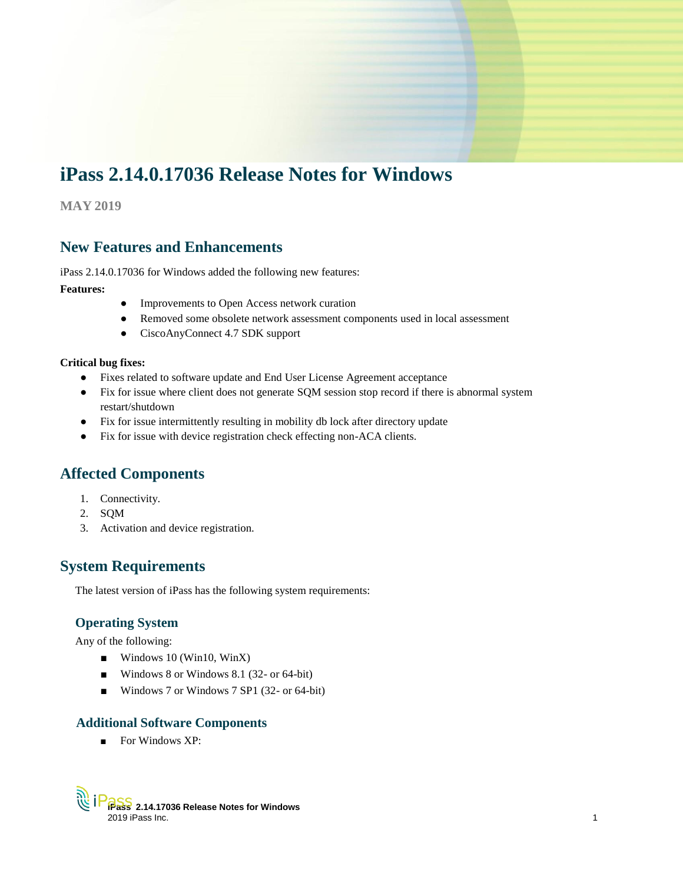# iPass 2.14.0.17036 Release Notes for Windows

**MAY 2019**

## New Features and Enhancements

iPass 2.14.0.17036 for Windows added the following new features:

**Features:**

- Improvements to Open Access network curation
- Removed some obsolete network assessment components used in local assessment
- CiscoAnyConnect 4.7 SDK support

**Critical bug fixes:**

- Fixes related to software update and End User License Agreement acceptance
- Fix for issue where client does not generate SQM session stop record if there is abnormal system restart/shutdown
- Fix for issue intermittently resulting in mobility db lock after directory update
- Fix for issue with device registration check effecting non-ACA clients.

## Affected Components

1. Connectivity.
2. SQM
3. Activation and device registration.

## System Requirements

The latest version of iPass has the following system requirements:

### Operating System

Any of the following:

- Windows 10 (Win10, WinX)
- Windows 8 or Windows 8.1 (32- or 64-bit)
- Windows 7 or Windows 7 SP1 (32- or 64-bit)

### Additional Software Components

- For Windows XP: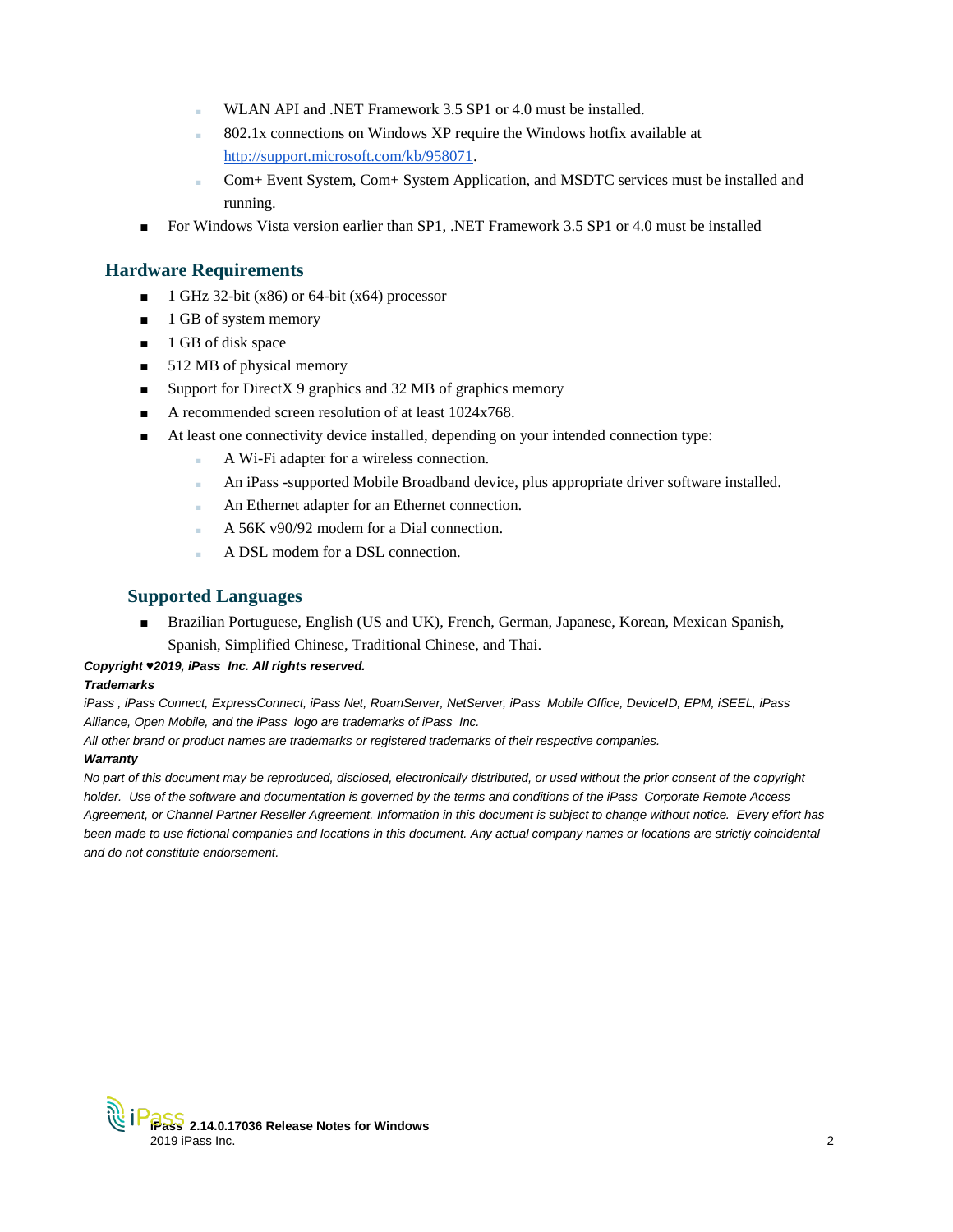- WLAN API and .NET Framework 3.5 SP1 or 4.0 must be installed.
  - 802.1x connections on Windows XP require the Windows hotfix available at http://support.microsoft.com/kb/958071.
  - Com+ Event System, Com+ System Application, and MSDTC services must be installed and running.
- For Windows Vista version earlier than SP1, .NET Framework 3.5 SP1 or 4.0 must be installed

## Hardware Requirements

- 1 GHz 32-bit (x86) or 64-bit (x64) processor
- 1 GB of system memory
- 1 GB of disk space
- 512 MB of physical memory
- Support for DirectX 9 graphics and 32 MB of graphics memory
- A recommended screen resolution of at least 1024x768.
- At least one connectivity device installed, depending on your intended connection type:
  - A Wi-Fi adapter for a wireless connection.
  - An iPass -supported Mobile Broadband device, plus appropriate driver software installed.
  - An Ethernet adapter for an Ethernet connection.
  - A 56K v90/92 modem for a Dial connection.
  - A DSL modem for a DSL connection.

## Supported Languages

- Brazilian Portuguese, English (US and UK), French, German, Japanese, Korean, Mexican Spanish, Spanish, Simplified Chinese, Traditional Chinese, and Thai.

***Copyright ♥2019, iPass Inc. All rights reserved.***

***Trademarks***

*iPass , iPass Connect, ExpressConnect, iPass Net, RoamServer, NetServer, iPass Mobile Office, DeviceID, EPM, iSEEL, iPass Alliance, Open Mobile, and the iPass logo are trademarks of iPass Inc.*

*All other brand or product names are trademarks or registered trademarks of their respective companies.*

***Warranty***

*No part of this document may be reproduced, disclosed, electronically distributed, or used without the prior consent of the copyright holder. Use of the software and documentation is governed by the terms and conditions of the iPass Corporate Remote Access Agreement, or Channel Partner Reseller Agreement. Information in this document is subject to change without notice. Every effort has been made to use fictional companies and locations in this document. Any actual company names or locations are strictly coincidental and do not constitute endorsement.*